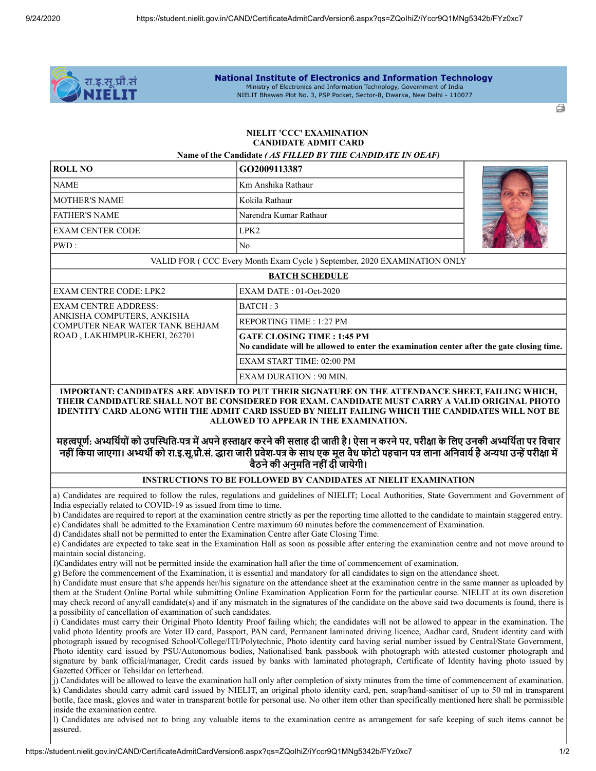**National Institute of Electronics and Information Technology**
Ministry of Electronics and Information Technology, Government of India
NIELIT Bhawan Plot No. 3, PSP Pocket, Sector-8, Dwarka, New Delhi - 110077

## NIELIT 'CCC' EXAMINATION
## CANDIDATE ADMIT CARD

**Name of the Candidate** ***( AS FILLED BY THE CANDIDATE IN OEAF)***

| | |
|---|---|
| **ROLL NO** | **GO2009113387** |
| NAME | Km Anshika Rathaur |
| MOTHER'S NAME | Kokila Rathaur |
| FATHER'S NAME | Narendra Kumar Rathaur |
| EXAM CENTER CODE | LPK2 |
| PWD : | No |

VALID FOR ( CCC Every Month Exam Cycle ) September, 2020 EXAMINATION ONLY

**BATCH SCHEDULE**

| | |
|---|---|
| EXAM CENTRE CODE: LPK2 | EXAM DATE : 01-Oct-2020 |
| EXAM CENTRE ADDRESS: ANKISHA COMPUTERS, ANKISHA COMPUTER NEAR WATER TANK BEHJAM ROAD , LAKHIMPUR-KHERI, 262701 | BATCH : 3 |
| | REPORTING TIME : 1:27 PM |
| | **GATE CLOSING TIME : 1:45 PM** **No candidate will be allowed to enter the examination center after the gate closing time.** |
| | EXAM START TIME: 02:00 PM |
| | EXAM DURATION : 90 MIN. |

**IMPORTANT: CANDIDATES ARE ADVISED TO PUT THEIR SIGNATURE ON THE ATTENDANCE SHEET, FAILING WHICH, THEIR CANDIDATURE SHALL NOT BE CONSIDERED FOR EXAM. CANDIDATE MUST CARRY A VALID ORIGINAL PHOTO IDENTITY CARD ALONG WITH THE ADMIT CARD ISSUED BY NIELIT FAILING WHICH THE CANDIDATES WILL NOT BE ALLOWED TO APPEAR IN THE EXAMINATION.**

**महत्वपूर्ण: अभ्यर्थियों को उपस्थिति-पत्र में अपने हस्ताक्षर करने की सलाह दी जाती है। ऐसा न करने पर, परीक्षा के लिए उनकी अभ्यर्थिता पर विचार नहीं किया जाएगा। अभ्यर्थी को रा.इ.सू.प्रौ.सं. द्वारा जारी प्रवेश-पत्र के साथ एक मूल वैध फोटो पहचान पत्र लाना अनिवार्य है अन्यथा उन्हें परीक्षा में बैठने की अनुमति नहीं दी जायेगी।**

### INSTRUCTIONS TO BE FOLLOWED BY CANDIDATES AT NIELIT EXAMINATION

a) Candidates are required to follow the rules, regulations and guidelines of NIELIT; Local Authorities, State Government and Government of India especially related to COVID-19 as issued from time to time.
b) Candidates are required to report at the examination centre strictly as per the reporting time allotted to the candidate to maintain staggered entry.
c) Candidates shall be admitted to the Examination Centre maximum 60 minutes before the commencement of Examination.
d) Candidates shall not be permitted to enter the Examination Centre after Gate Closing Time.
e) Candidates are expected to take seat in the Examination Hall as soon as possible after entering the examination centre and not move around to maintain social distancing.
f)Candidates entry will not be permitted inside the examination hall after the time of commencement of examination.
g) Before the commencement of the Examination, it is essential and mandatory for all candidates to sign on the attendance sheet.
h) Candidate must ensure that s/he appends her/his signature on the attendance sheet at the examination centre in the same manner as uploaded by them at the Student Online Portal while submitting Online Examination Application Form for the particular course. NIELIT at its own discretion may check record of any/all candidate(s) and if any mismatch in the signatures of the candidate on the above said two documents is found, there is a possibility of cancellation of examination of such candidates.
i) Candidates must carry their Original Photo Identity Proof failing which; the candidates will not be allowed to appear in the examination. The valid photo Identity proofs are Voter ID card, Passport, PAN card, Permanent laminated driving licence, Aadhar card, Student identity card with photograph issued by recognised School/College/ITI/Polytechnic, Photo identity card having serial number issued by Central/State Government, Photo identity card issued by PSU/Autonomous bodies, Nationalised bank passbook with photograph with attested customer photograph and signature by bank official/manager, Credit cards issued by banks with laminated photograph, Certificate of Identity having photo issued by Gazetted Officer or Tehsildar on letterhead.
j) Candidates will be allowed to leave the examination hall only after completion of sixty minutes from the time of commencement of examination.
k) Candidates should carry admit card issued by NIELIT, an original photo identity card, pen, soap/hand-sanitiser of up to 50 ml in transparent bottle, face mask, gloves and water in transparent bottle for personal use. No other item other than specifically mentioned here shall be permissible inside the examination centre.
l) Candidates are advised not to bring any valuable items to the examination centre as arrangement for safe keeping of such items cannot be assured.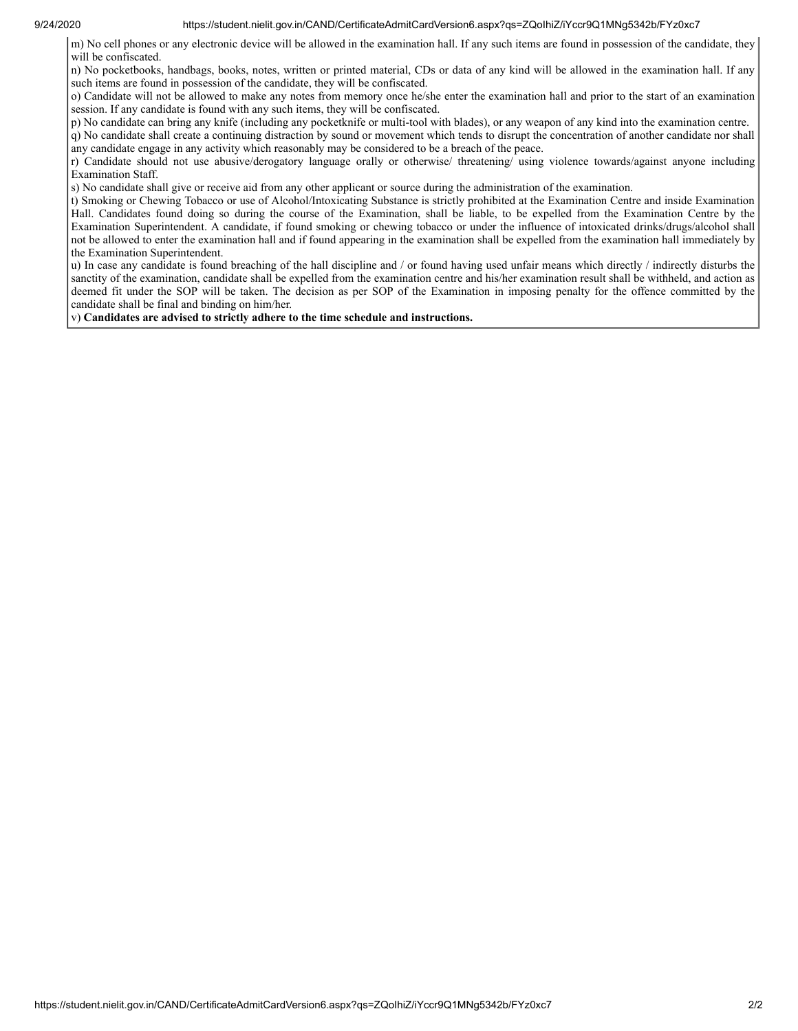m) No cell phones or any electronic device will be allowed in the examination hall. If any such items are found in possession of the candidate, they will be confiscated.

n) No pocketbooks, handbags, books, notes, written or printed material, CDs or data of any kind will be allowed in the examination hall. If any such items are found in possession of the candidate, they will be confiscated.

o) Candidate will not be allowed to make any notes from memory once he/she enter the examination hall and prior to the start of an examination session. If any candidate is found with any such items, they will be confiscated.

p) No candidate can bring any knife (including any pocketknife or multi-tool with blades), or any weapon of any kind into the examination centre.

q) No candidate shall create a continuing distraction by sound or movement which tends to disrupt the concentration of another candidate nor shall any candidate engage in any activity which reasonably may be considered to be a breach of the peace.

r) Candidate should not use abusive/derogatory language orally or otherwise/ threatening/ using violence towards/against anyone including Examination Staff.

s) No candidate shall give or receive aid from any other applicant or source during the administration of the examination.

t) Smoking or Chewing Tobacco or use of Alcohol/Intoxicating Substance is strictly prohibited at the Examination Centre and inside Examination Hall. Candidates found doing so during the course of the Examination, shall be liable, to be expelled from the Examination Centre by the Examination Superintendent. A candidate, if found smoking or chewing tobacco or under the influence of intoxicated drinks/drugs/alcohol shall not be allowed to enter the examination hall and if found appearing in the examination shall be expelled from the examination hall immediately by the Examination Superintendent.

u) In case any candidate is found breaching of the hall discipline and / or found having used unfair means which directly / indirectly disturbs the sanctity of the examination, candidate shall be expelled from the examination centre and his/her examination result shall be withheld, and action as deemed fit under the SOP will be taken. The decision as per SOP of the Examination in imposing penalty for the offence committed by the candidate shall be final and binding on him/her.

v) **Candidates are advised to strictly adhere to the time schedule and instructions.**